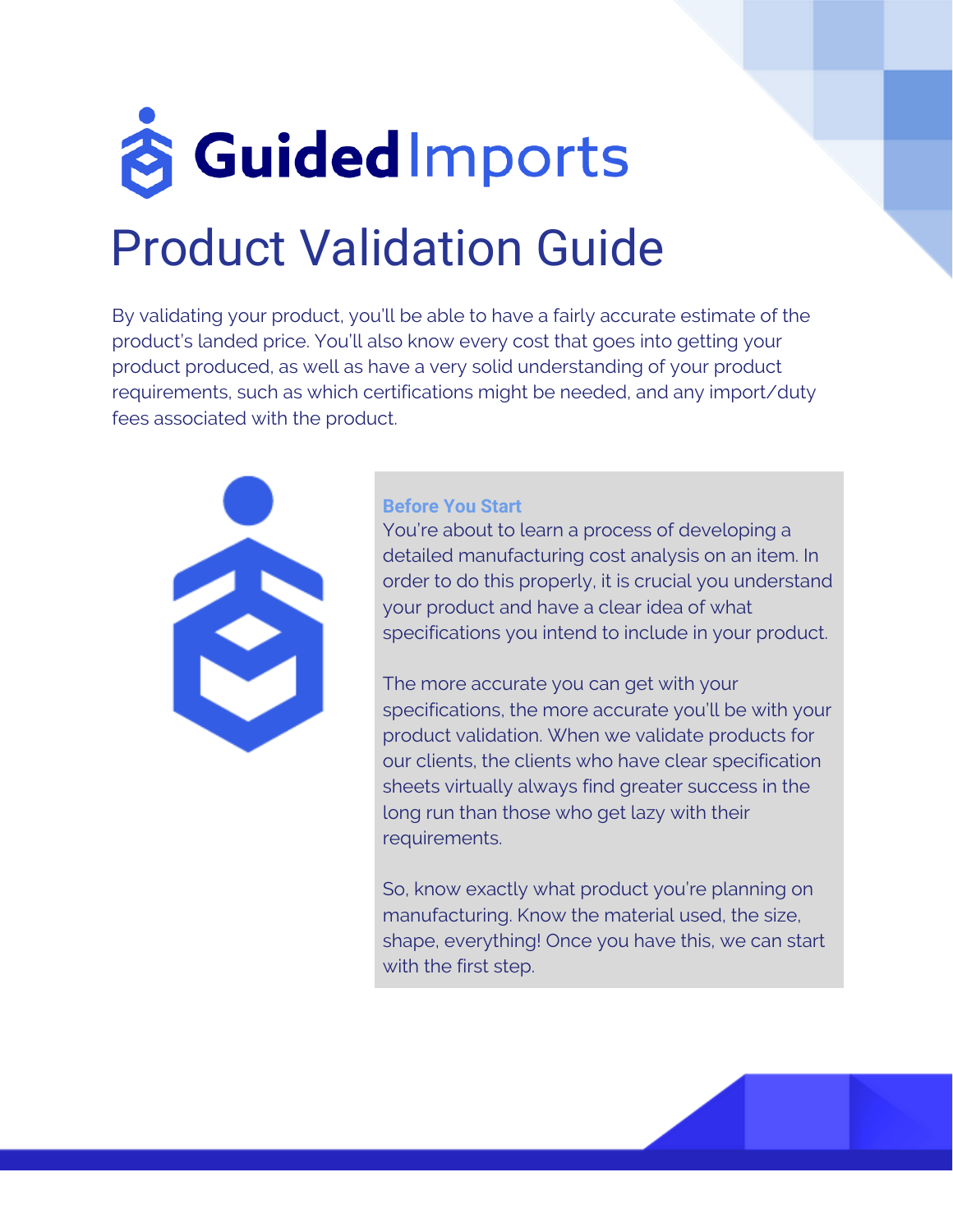# GuidedImports

## Product Validation Guide

By validating your product, you'll be able to have a fairly accurate estimate of the product's landed price. You'll also know every cost that goes into getting your product produced, as well as have a very solid understanding of your product requirements, such as which certifications might be needed, and any import/duty fees associated with the product.

### Before You Start

You're about to learn a process of developing a detailed manufacturing cost analysis on an item. In order to do this properly, it is crucial you understand your product and have a clear idea of what specifications you intend to include in your product.

The more accurate you can get with your specifications, the more accurate you'll be with your product validation. When we validate products for our clients, the clients who have clear specification sheets virtually always find greater success in the long run than those who get lazy with their requirements.

So, know exactly what product you're planning on manufacturing. Know the material used, the size, shape, everything! Once you have this, we can start with the first step.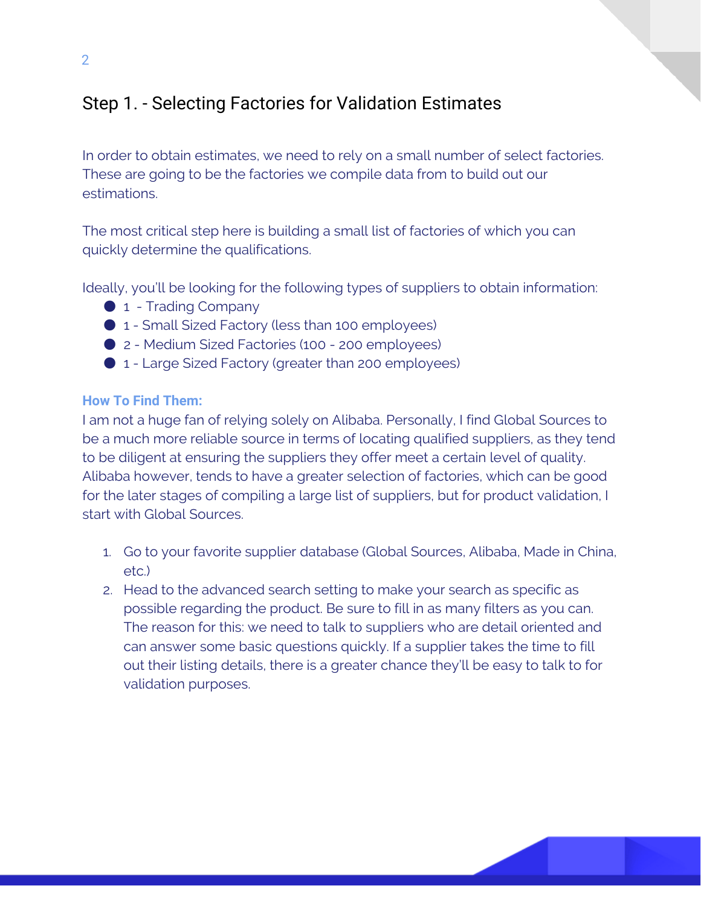## Step 1. - Selecting Factories for Validation Estimates

In order to obtain estimates, we need to rely on a small number of select factories. These are going to be the factories we compile data from to build out our estimations.

The most critical step here is building a small list of factories of which you can quickly determine the qualifications.

Ideally, you'll be looking for the following types of suppliers to obtain information:

- 1 - Trading Company
- 1 - Small Sized Factory (less than 100 employees)
- 2 - Medium Sized Factories (100 - 200 employees)
- 1 - Large Sized Factory (greater than 200 employees)

**How To Find Them:**

I am not a huge fan of relying solely on Alibaba. Personally, I find Global Sources to be a much more reliable source in terms of locating qualified suppliers, as they tend to be diligent at ensuring the suppliers they offer meet a certain level of quality. Alibaba however, tends to have a greater selection of factories, which can be good for the later stages of compiling a large list of suppliers, but for product validation, I start with Global Sources.

1. Go to your favorite supplier database (Global Sources, Alibaba, Made in China, etc.)
2. Head to the advanced search setting to make your search as specific as possible regarding the product. Be sure to fill in as many filters as you can. The reason for this: we need to talk to suppliers who are detail oriented and can answer some basic questions quickly. If a supplier takes the time to fill out their listing details, there is a greater chance they'll be easy to talk to for validation purposes.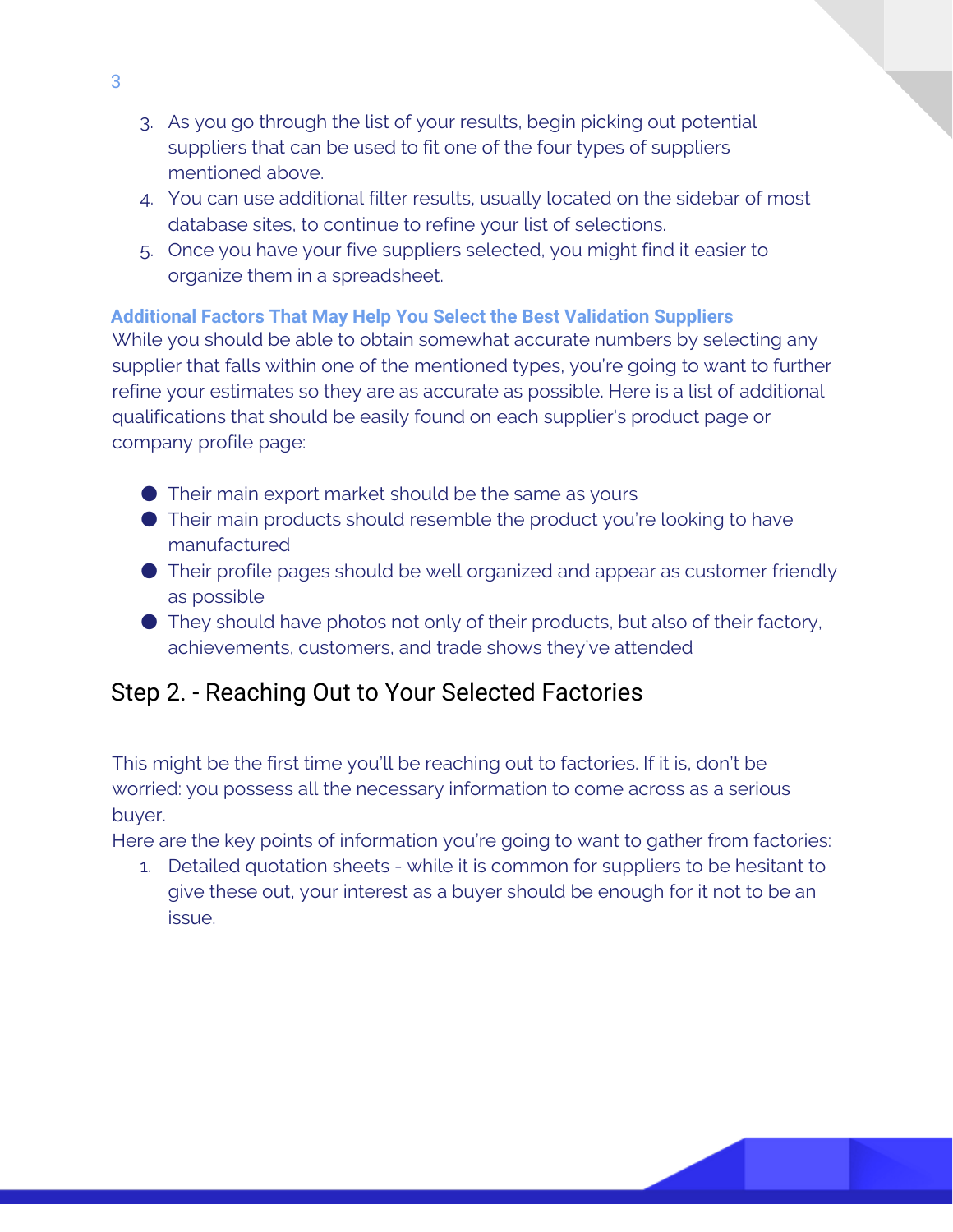3. As you go through the list of your results, begin picking out potential suppliers that can be used to fit one of the four types of suppliers mentioned above.
4. You can use additional filter results, usually located on the sidebar of most database sites, to continue to refine your list of selections.
5. Once you have your five suppliers selected, you might find it easier to organize them in a spreadsheet.

### Additional Factors That May Help You Select the Best Validation Suppliers

While you should be able to obtain somewhat accurate numbers by selecting any supplier that falls within one of the mentioned types, you're going to want to further refine your estimates so they are as accurate as possible. Here is a list of additional qualifications that should be easily found on each supplier's product page or company profile page:

- Their main export market should be the same as yours
- Their main products should resemble the product you're looking to have manufactured
- Their profile pages should be well organized and appear as customer friendly as possible
- They should have photos not only of their products, but also of their factory, achievements, customers, and trade shows they've attended

## Step 2. - Reaching Out to Your Selected Factories

This might be the first time you'll be reaching out to factories. If it is, don't be worried: you possess all the necessary information to come across as a serious buyer.

Here are the key points of information you're going to want to gather from factories:

1. Detailed quotation sheets - while it is common for suppliers to be hesitant to give these out, your interest as a buyer should be enough for it not to be an issue.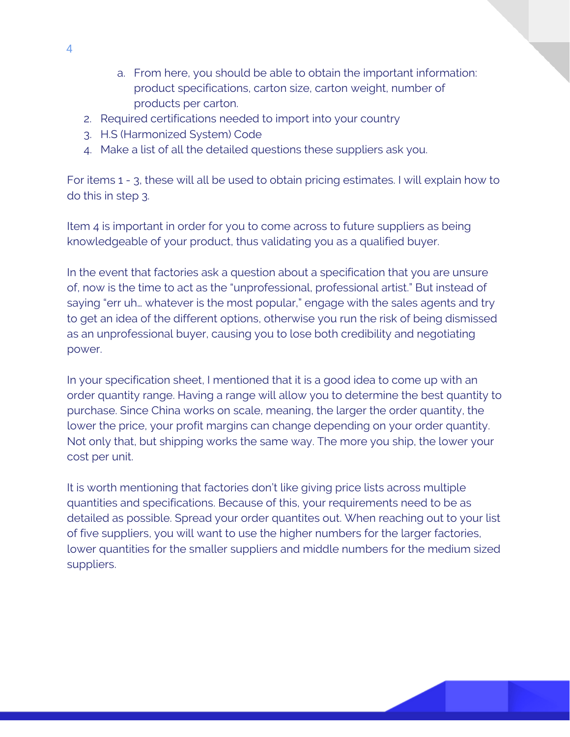a. From here, you should be able to obtain the important information: product specifications, carton size, carton weight, number of products per carton.
2. Required certifications needed to import into your country
3. H.S (Harmonized System) Code
4. Make a list of all the detailed questions these suppliers ask you.

For items 1 - 3, these will all be used to obtain pricing estimates. I will explain how to do this in step 3.

Item 4 is important in order for you to come across to future suppliers as being knowledgeable of your product, thus validating you as a qualified buyer.

In the event that factories ask a question about a specification that you are unsure of, now is the time to act as the "unprofessional, professional artist." But instead of saying "err uh… whatever is the most popular," engage with the sales agents and try to get an idea of the different options, otherwise you run the risk of being dismissed as an unprofessional buyer, causing you to lose both credibility and negotiating power.

In your specification sheet, I mentioned that it is a good idea to come up with an order quantity range. Having a range will allow you to determine the best quantity to purchase. Since China works on scale, meaning, the larger the order quantity, the lower the price, your profit margins can change depending on your order quantity. Not only that, but shipping works the same way. The more you ship, the lower your cost per unit.

It is worth mentioning that factories don't like giving price lists across multiple quantities and specifications. Because of this, your requirements need to be as detailed as possible. Spread your order quantites out. When reaching out to your list of five suppliers, you will want to use the higher numbers for the larger factories, lower quantities for the smaller suppliers and middle numbers for the medium sized suppliers.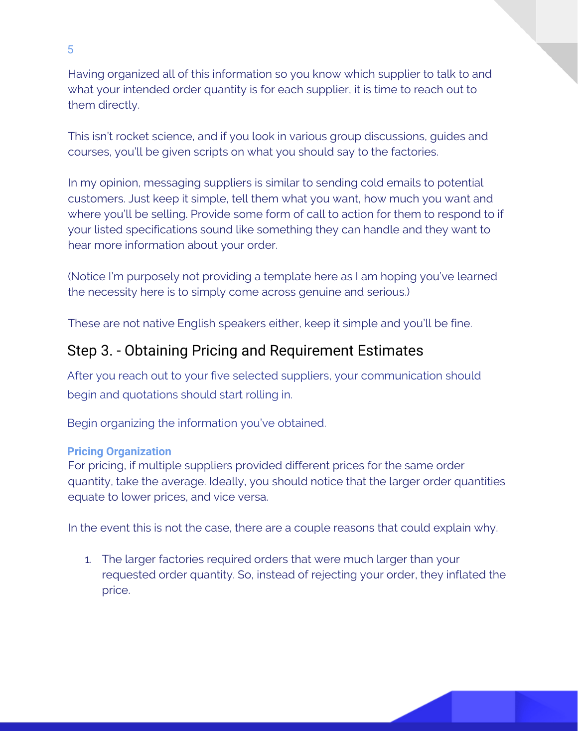Having organized all of this information so you know which supplier to talk to and what your intended order quantity is for each supplier, it is time to reach out to them directly.

This isn't rocket science, and if you look in various group discussions, guides and courses, you'll be given scripts on what you should say to the factories.

In my opinion, messaging suppliers is similar to sending cold emails to potential customers. Just keep it simple, tell them what you want, how much you want and where you'll be selling. Provide some form of call to action for them to respond to if your listed specifications sound like something they can handle and they want to hear more information about your order.

(Notice I'm purposely not providing a template here as I am hoping you've learned the necessity here is to simply come across genuine and serious.)

These are not native English speakers either, keep it simple and you'll be fine.

## Step 3. - Obtaining Pricing and Requirement Estimates

After you reach out to your five selected suppliers, your communication should begin and quotations should start rolling in.

Begin organizing the information you've obtained.

**Pricing Organization**

For pricing, if multiple suppliers provided different prices for the same order quantity, take the average. Ideally, you should notice that the larger order quantities equate to lower prices, and vice versa.

In the event this is not the case, there are a couple reasons that could explain why.

1. The larger factories required orders that were much larger than your requested order quantity. So, instead of rejecting your order, they inflated the price.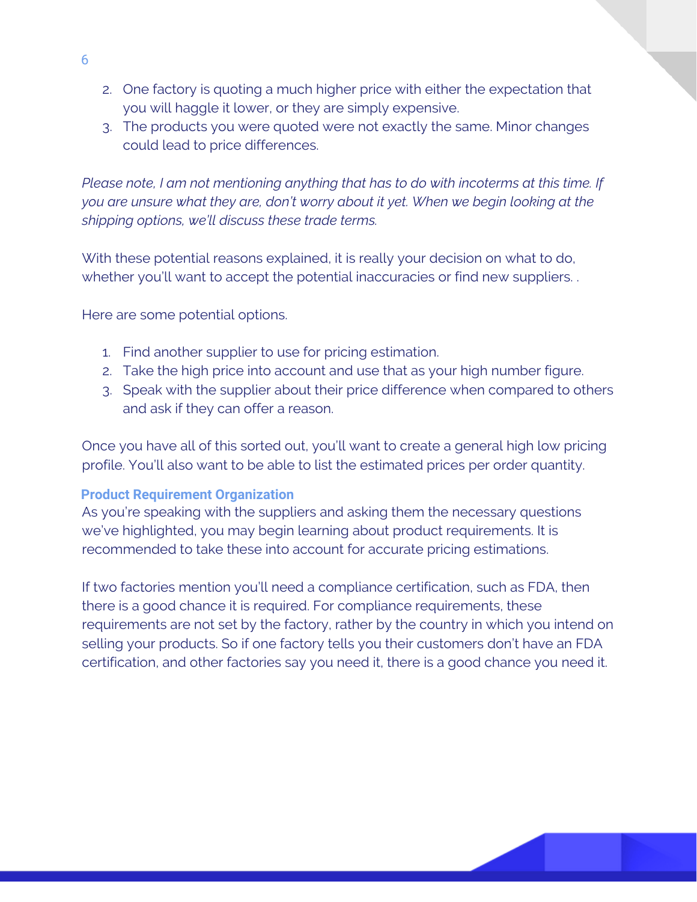2. One factory is quoting a much higher price with either the expectation that you will haggle it lower, or they are simply expensive.
3. The products you were quoted were not exactly the same. Minor changes could lead to price differences.

*Please note, I am not mentioning anything that has to do with incoterms at this time. If you are unsure what they are, don't worry about it yet. When we begin looking at the shipping options, we'll discuss these trade terms.*

With these potential reasons explained, it is really your decision on what to do, whether you'll want to accept the potential inaccuracies or find new suppliers. .

Here are some potential options.

1. Find another supplier to use for pricing estimation.
2. Take the high price into account and use that as your high number figure.
3. Speak with the supplier about their price difference when compared to others and ask if they can offer a reason.

Once you have all of this sorted out, you'll want to create a general high low pricing profile. You'll also want to be able to list the estimated prices per order quantity.

### Product Requirement Organization

As you're speaking with the suppliers and asking them the necessary questions we've highlighted, you may begin learning about product requirements. It is recommended to take these into account for accurate pricing estimations.

If two factories mention you'll need a compliance certification, such as FDA, then there is a good chance it is required. For compliance requirements, these requirements are not set by the factory, rather by the country in which you intend on selling your products. So if one factory tells you their customers don't have an FDA certification, and other factories say you need it, there is a good chance you need it.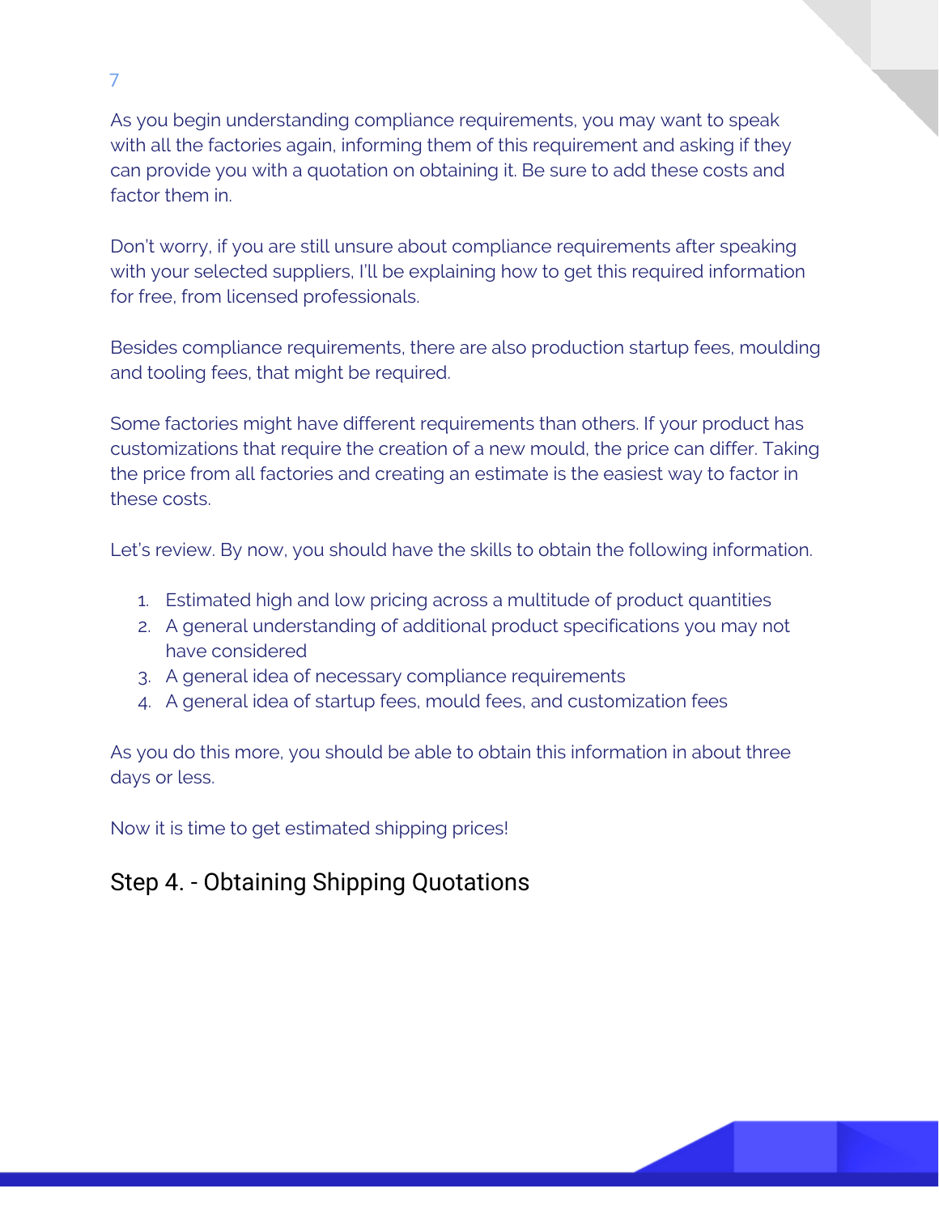As you begin understanding compliance requirements, you may want to speak with all the factories again, informing them of this requirement and asking if they can provide you with a quotation on obtaining it. Be sure to add these costs and factor them in.

Don't worry, if you are still unsure about compliance requirements after speaking with your selected suppliers, I'll be explaining how to get this required information for free, from licensed professionals.

Besides compliance requirements, there are also production startup fees, moulding and tooling fees, that might be required.

Some factories might have different requirements than others. If your product has customizations that require the creation of a new mould, the price can differ. Taking the price from all factories and creating an estimate is the easiest way to factor in these costs.

Let's review. By now, you should have the skills to obtain the following information.

1. Estimated high and low pricing across a multitude of product quantities
2. A general understanding of additional product specifications you may not have considered
3. A general idea of necessary compliance requirements
4. A general idea of startup fees, mould fees, and customization fees

As you do this more, you should be able to obtain this information in about three days or less.

Now it is time to get estimated shipping prices!

## Step 4. - Obtaining Shipping Quotations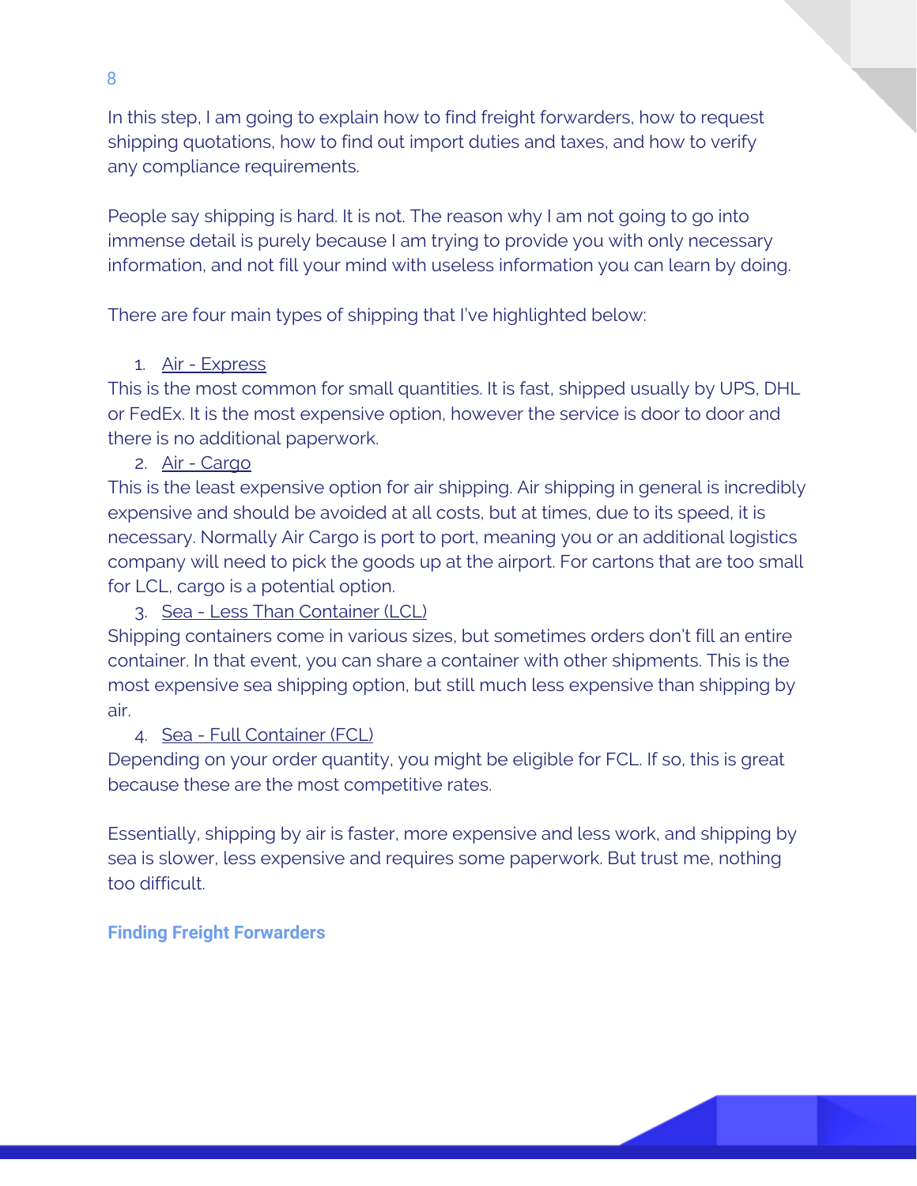In this step, I am going to explain how to find freight forwarders, how to request shipping quotations, how to find out import duties and taxes, and how to verify any compliance requirements.

People say shipping is hard. It is not. The reason why I am not going to go into immense detail is purely because I am trying to provide you with only necessary information, and not fill your mind with useless information you can learn by doing.

There are four main types of shipping that I've highlighted below:

1. Air - Express

This is the most common for small quantities. It is fast, shipped usually by UPS, DHL or FedEx. It is the most expensive option, however the service is door to door and there is no additional paperwork.

2. Air - Cargo

This is the least expensive option for air shipping. Air shipping in general is incredibly expensive and should be avoided at all costs, but at times, due to its speed, it is necessary. Normally Air Cargo is port to port, meaning you or an additional logistics company will need to pick the goods up at the airport. For cartons that are too small for LCL, cargo is a potential option.

3. Sea - Less Than Container (LCL)

Shipping containers come in various sizes, but sometimes orders don't fill an entire container. In that event, you can share a container with other shipments. This is the most expensive sea shipping option, but still much less expensive than shipping by air.

4. Sea - Full Container (FCL)

Depending on your order quantity, you might be eligible for FCL. If so, this is great because these are the most competitive rates.

Essentially, shipping by air is faster, more expensive and less work, and shipping by sea is slower, less expensive and requires some paperwork. But trust me, nothing too difficult.

### Finding Freight Forwarders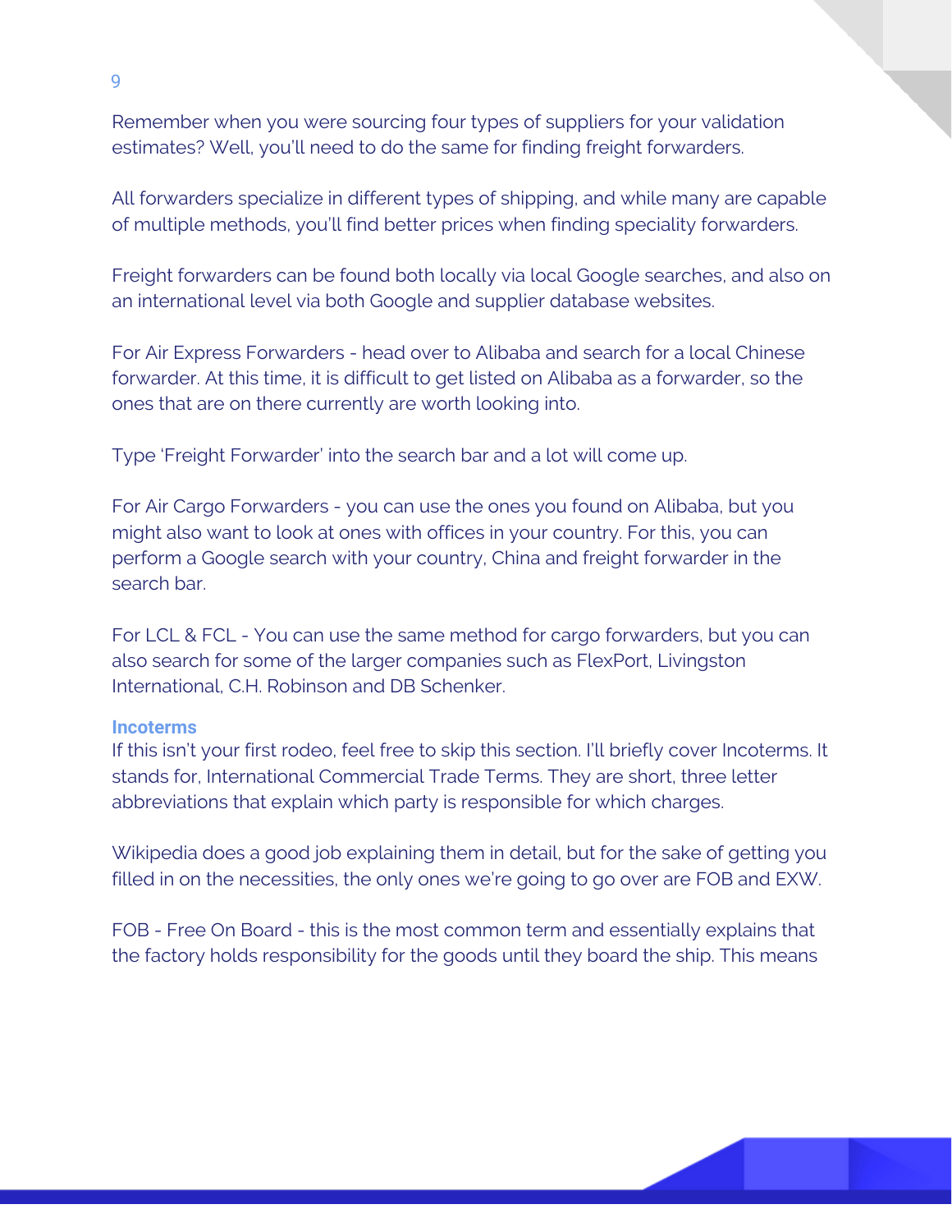Remember when you were sourcing four types of suppliers for your validation estimates? Well, you'll need to do the same for finding freight forwarders.

All forwarders specialize in different types of shipping, and while many are capable of multiple methods, you'll find better prices when finding speciality forwarders.

Freight forwarders can be found both locally via local Google searches, and also on an international level via both Google and supplier database websites.

For Air Express Forwarders - head over to Alibaba and search for a local Chinese forwarder. At this time, it is difficult to get listed on Alibaba as a forwarder, so the ones that are on there currently are worth looking into.

Type 'Freight Forwarder' into the search bar and a lot will come up.

For Air Cargo Forwarders - you can use the ones you found on Alibaba, but you might also want to look at ones with offices in your country. For this, you can perform a Google search with your country, China and freight forwarder in the search bar.

For LCL & FCL - You can use the same method for cargo forwarders, but you can also search for some of the larger companies such as FlexPort, Livingston International, C.H. Robinson and DB Schenker.

### Incoterms

If this isn't your first rodeo, feel free to skip this section. I'll briefly cover Incoterms. It stands for, International Commercial Trade Terms. They are short, three letter abbreviations that explain which party is responsible for which charges.

Wikipedia does a good job explaining them in detail, but for the sake of getting you filled in on the necessities, the only ones we're going to go over are FOB and EXW.

FOB - Free On Board - this is the most common term and essentially explains that the factory holds responsibility for the goods until they board the ship. This means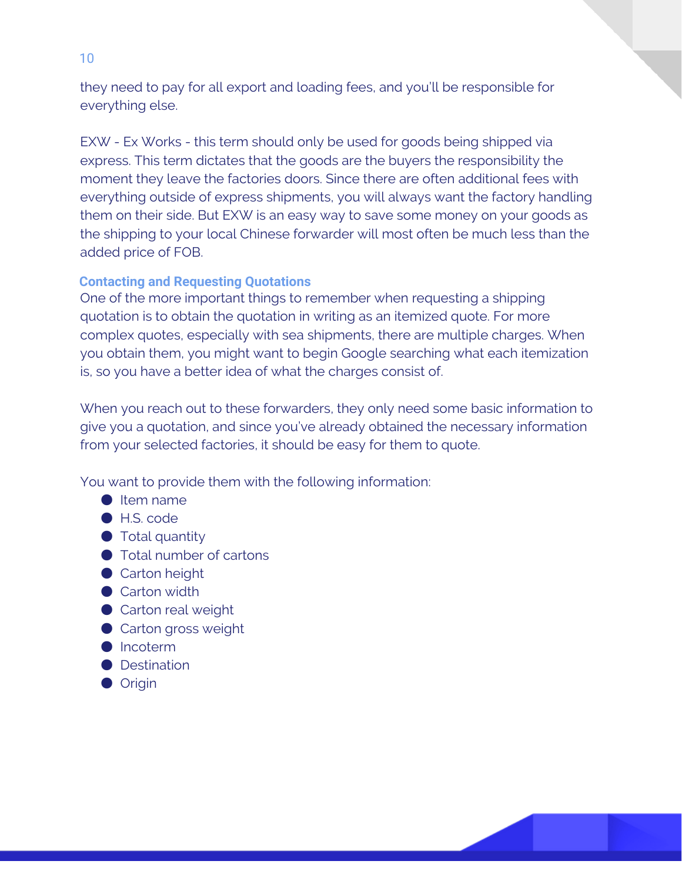they need to pay for all export and loading fees, and you'll be responsible for everything else.

EXW - Ex Works - this term should only be used for goods being shipped via express. This term dictates that the goods are the buyers the responsibility the moment they leave the factories doors. Since there are often additional fees with everything outside of express shipments, you will always want the factory handling them on their side. But EXW is an easy way to save some money on your goods as the shipping to your local Chinese forwarder will most often be much less than the added price of FOB.

### Contacting and Requesting Quotations

One of the more important things to remember when requesting a shipping quotation is to obtain the quotation in writing as an itemized quote. For more complex quotes, especially with sea shipments, there are multiple charges. When you obtain them, you might want to begin Google searching what each itemization is, so you have a better idea of what the charges consist of.

When you reach out to these forwarders, they only need some basic information to give you a quotation, and since you've already obtained the necessary information from your selected factories, it should be easy for them to quote.

You want to provide them with the following information:

- Item name
- H.S. code
- Total quantity
- Total number of cartons
- Carton height
- Carton width
- Carton real weight
- Carton gross weight
- Incoterm
- Destination
- Origin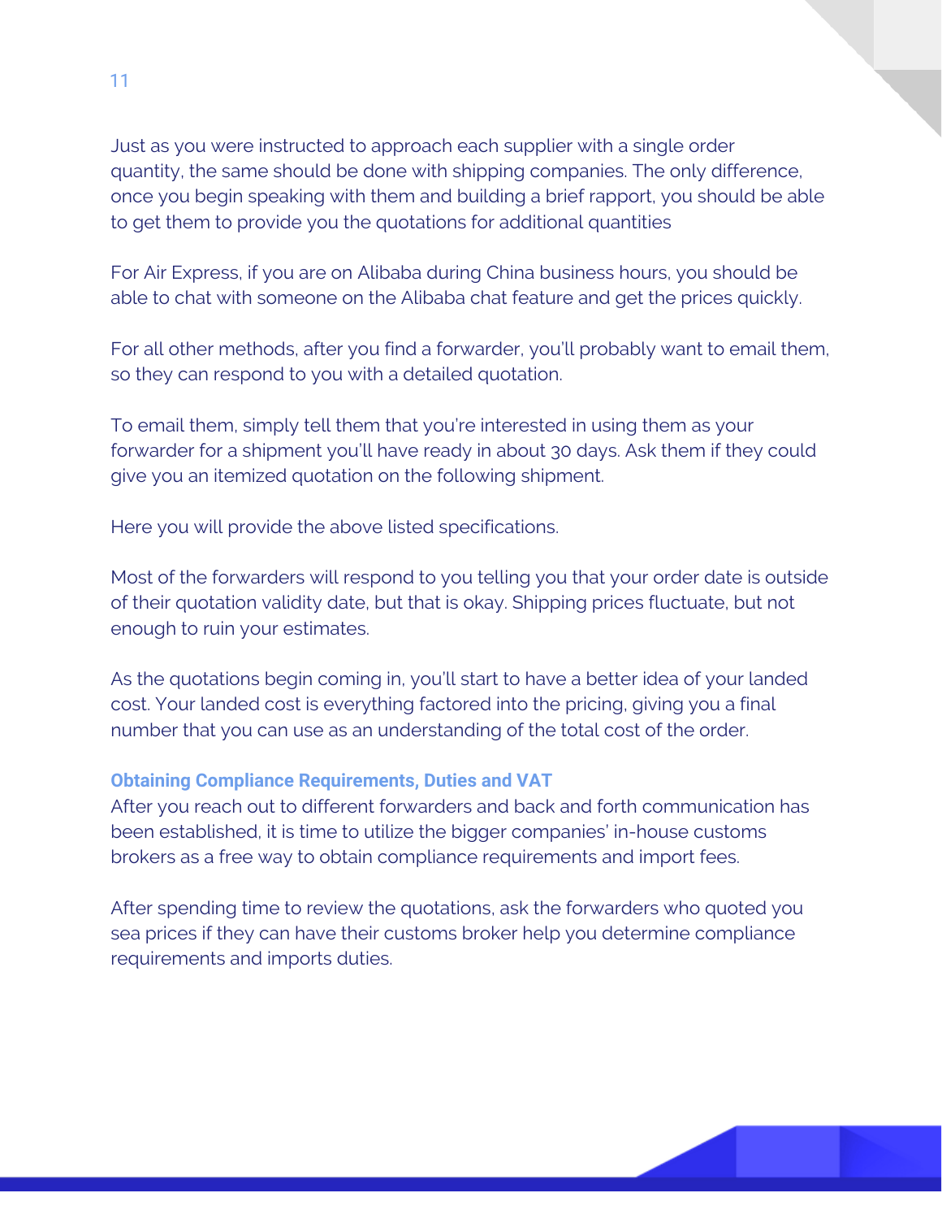Just as you were instructed to approach each supplier with a single order quantity, the same should be done with shipping companies. The only difference, once you begin speaking with them and building a brief rapport, you should be able to get them to provide you the quotations for additional quantities

For Air Express, if you are on Alibaba during China business hours, you should be able to chat with someone on the Alibaba chat feature and get the prices quickly.

For all other methods, after you find a forwarder, you'll probably want to email them, so they can respond to you with a detailed quotation.

To email them, simply tell them that you're interested in using them as your forwarder for a shipment you'll have ready in about 30 days. Ask them if they could give you an itemized quotation on the following shipment.

Here you will provide the above listed specifications.

Most of the forwarders will respond to you telling you that your order date is outside of their quotation validity date, but that is okay. Shipping prices fluctuate, but not enough to ruin your estimates.

As the quotations begin coming in, you'll start to have a better idea of your landed cost. Your landed cost is everything factored into the pricing, giving you a final number that you can use as an understanding of the total cost of the order.

### Obtaining Compliance Requirements, Duties and VAT

After you reach out to different forwarders and back and forth communication has been established, it is time to utilize the bigger companies' in-house customs brokers as a free way to obtain compliance requirements and import fees.

After spending time to review the quotations, ask the forwarders who quoted you sea prices if they can have their customs broker help you determine compliance requirements and imports duties.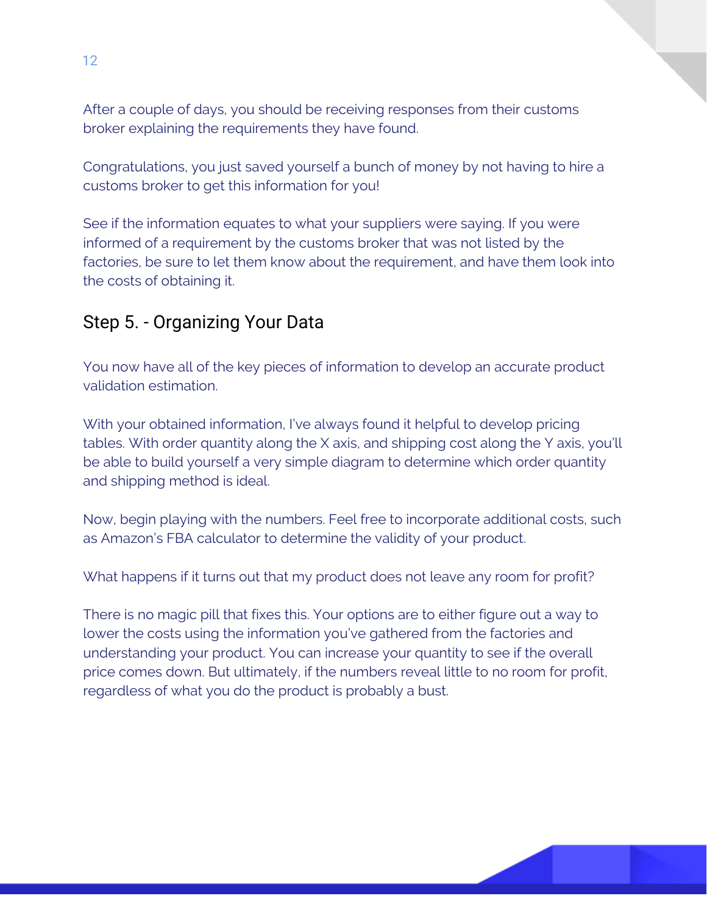After a couple of days, you should be receiving responses from their customs broker explaining the requirements they have found.

Congratulations, you just saved yourself a bunch of money by not having to hire a customs broker to get this information for you!

See if the information equates to what your suppliers were saying. If you were informed of a requirement by the customs broker that was not listed by the factories, be sure to let them know about the requirement, and have them look into the costs of obtaining it.

## Step 5. - Organizing Your Data

You now have all of the key pieces of information to develop an accurate product validation estimation.

With your obtained information, I've always found it helpful to develop pricing tables. With order quantity along the X axis, and shipping cost along the Y axis, you'll be able to build yourself a very simple diagram to determine which order quantity and shipping method is ideal.

Now, begin playing with the numbers. Feel free to incorporate additional costs, such as Amazon's FBA calculator to determine the validity of your product.

What happens if it turns out that my product does not leave any room for profit?

There is no magic pill that fixes this. Your options are to either figure out a way to lower the costs using the information you've gathered from the factories and understanding your product. You can increase your quantity to see if the overall price comes down. But ultimately, if the numbers reveal little to no room for profit, regardless of what you do the product is probably a bust.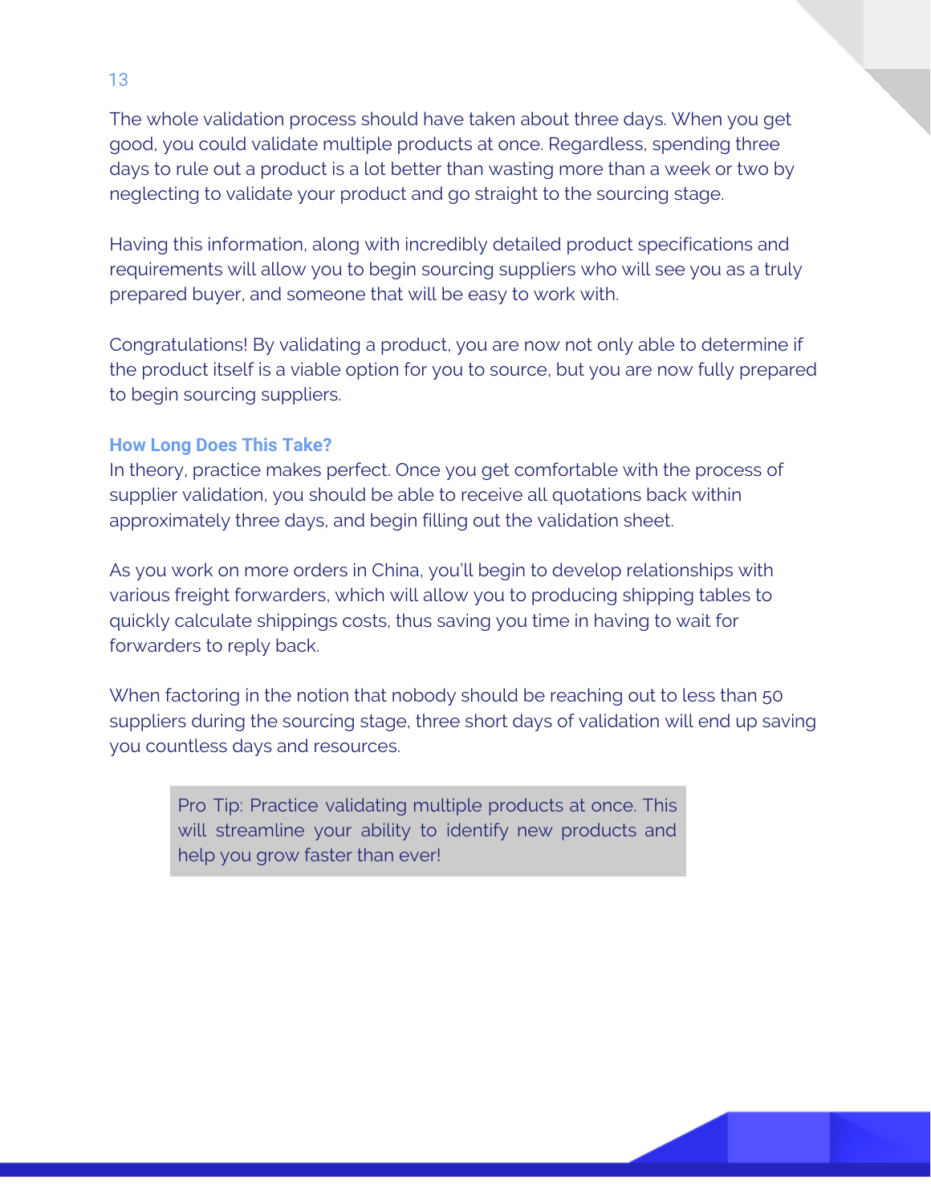The whole validation process should have taken about three days. When you get good, you could validate multiple products at once. Regardless, spending three days to rule out a product is a lot better than wasting more than a week or two by neglecting to validate your product and go straight to the sourcing stage.

Having this information, along with incredibly detailed product specifications and requirements will allow you to begin sourcing suppliers who will see you as a truly prepared buyer, and someone that will be easy to work with.

Congratulations! By validating a product, you are now not only able to determine if the product itself is a viable option for you to source, but you are now fully prepared to begin sourcing suppliers.

### How Long Does This Take?

In theory, practice makes perfect. Once you get comfortable with the process of supplier validation, you should be able to receive all quotations back within approximately three days, and begin filling out the validation sheet.

As you work on more orders in China, you'll begin to develop relationships with various freight forwarders, which will allow you to producing shipping tables to quickly calculate shippings costs, thus saving you time in having to wait for forwarders to reply back.

When factoring in the notion that nobody should be reaching out to less than 50 suppliers during the sourcing stage, three short days of validation will end up saving you countless days and resources.

> Pro Tip: Practice validating multiple products at once. This will streamline your ability to identify new products and help you grow faster than ever!